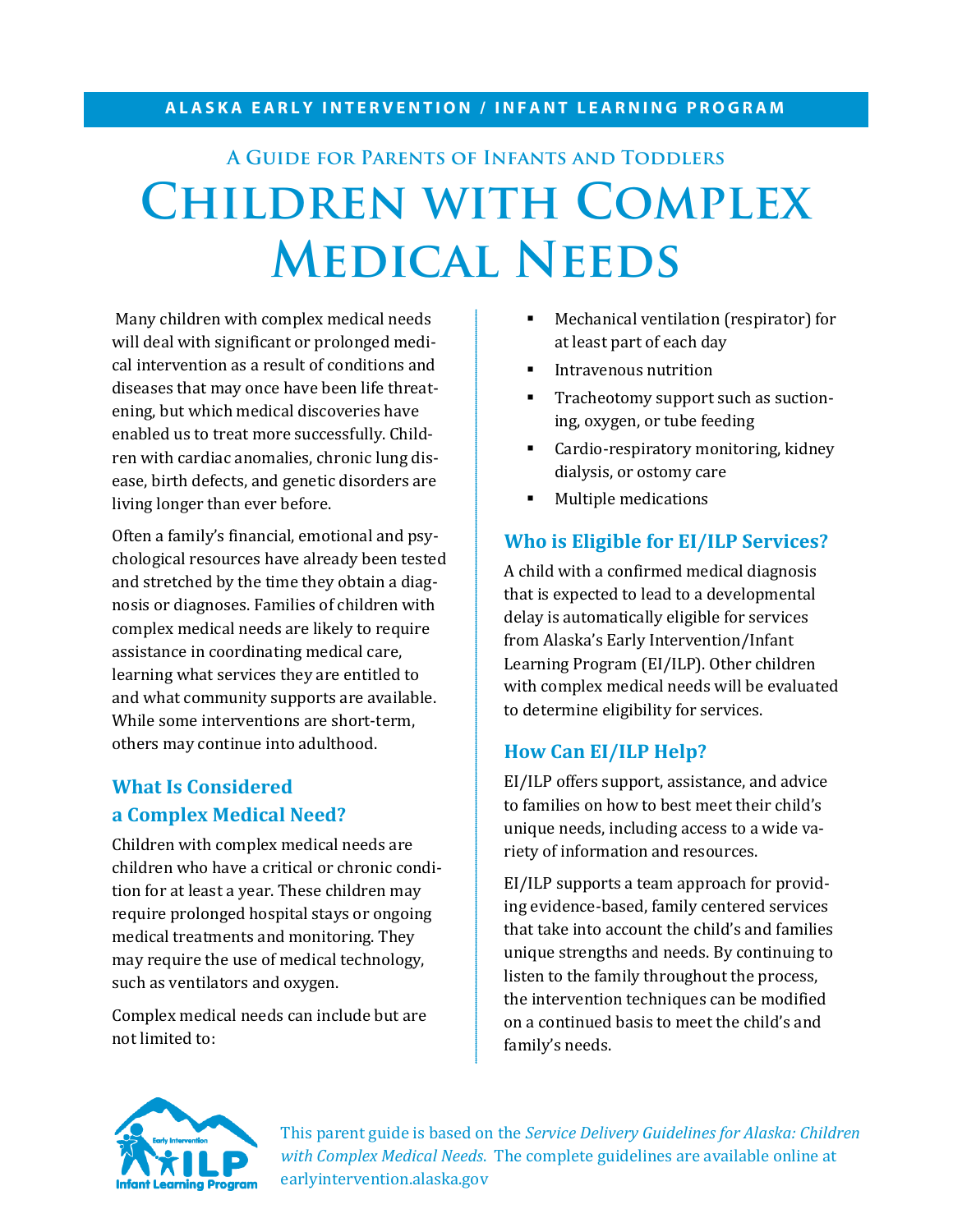**ALASKA EARLY INTERVENTION / INFANT LEARNING PROGRAM**

### A Guide for Parents of Infants and Toddlers

# Children with Complex Medical Needs

Many children with complex medical needs will deal with significant or prolonged medical intervention as a result of conditions and diseases that may once have been life threatening, but which medical discoveries have enabled us to treat more successfully. Children with cardiac anomalies, chronic lung disease, birth defects, and genetic disorders are living longer than ever before.

Often a family's financial, emotional and psychological resources have already been tested and stretched by the time they obtain a diagnosis or diagnoses. Families of children with complex medical needs are likely to require assistance in coordinating medical care, learning what services they are entitled to and what community supports are available. While some interventions are short-term, others may continue into adulthood.

## What Is Considered a Complex Medical Need?

Children with complex medical needs are children who have a critical or chronic condition for at least a year. These children may require prolonged hospital stays or ongoing medical treatments and monitoring. They may require the use of medical technology, such as ventilators and oxygen.

Complex medical needs can include but are not limited to:

- Mechanical ventilation (respirator) for at least part of each day
- Intravenous nutrition
- Tracheotomy support such as suctioning, oxygen, or tube feeding
- Cardio-respiratory monitoring, kidney dialysis, or ostomy care
- Multiple medications

## Who is Eligible for EI/ILP Services?

A child with a confirmed medical diagnosis that is expected to lead to a developmental delay is automatically eligible for services from Alaska's Early Intervention/Infant Learning Program (EI/ILP). Other children with complex medical needs will be evaluated to determine eligibility for services.

## How Can EI/ILP Help?

EI/ILP offers support, assistance, and advice to families on how to best meet their child's unique needs, including access to a wide variety of information and resources.

EI/ILP supports a team approach for providing evidence-based, family centered services that take into account the child's and families unique strengths and needs. By continuing to listen to the family throughout the process, the intervention techniques can be modified on a continued basis to meet the child's and family's needs.

Early Intervention ILP Infant Learning Program

This parent guide is based on the *Service Delivery Guidelines for Alaska: Children with Complex Medical Needs.* The complete guidelines are available online at earlyintervention.alaska.gov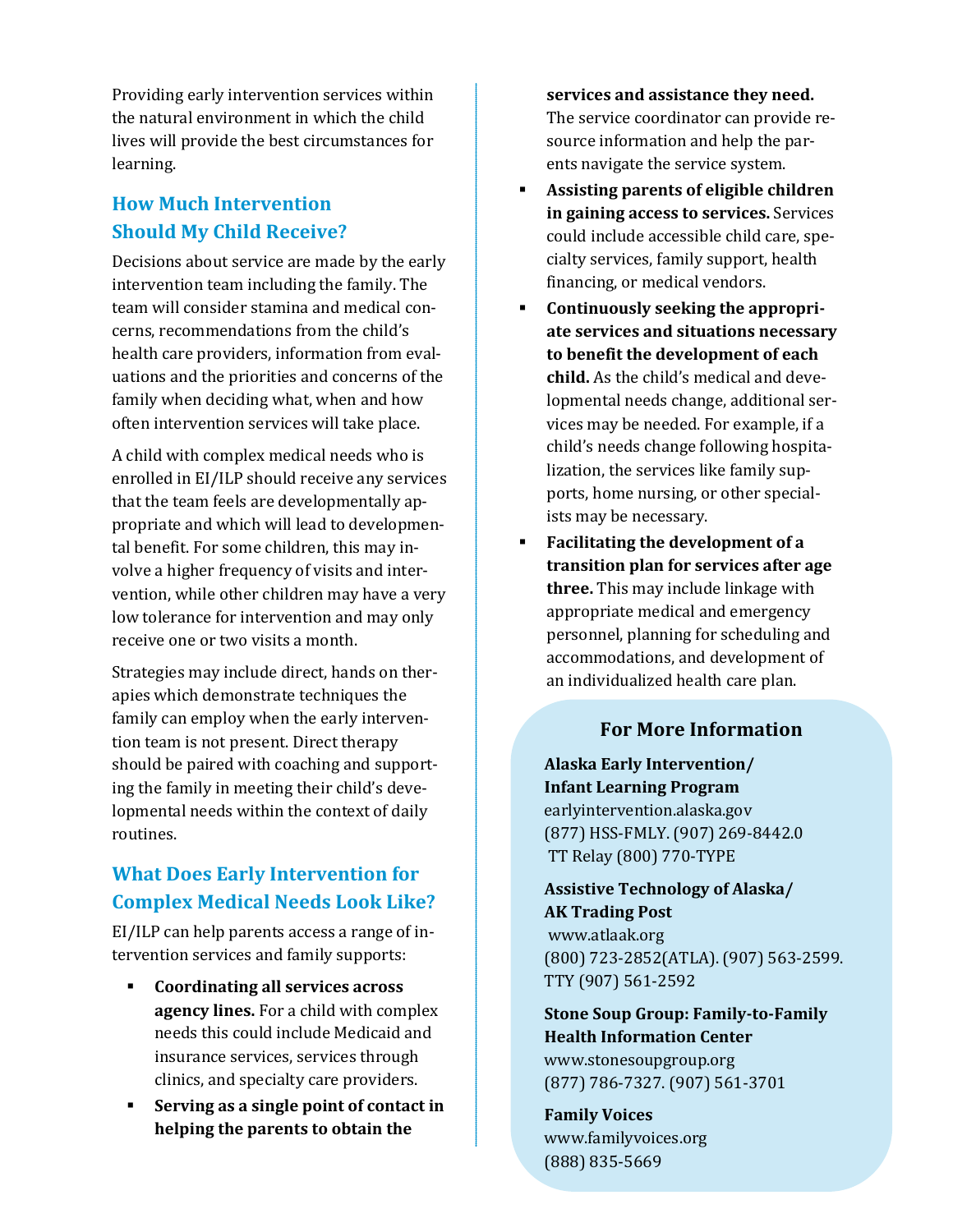Providing early intervention services within the natural environment in which the child lives will provide the best circumstances for learning.

## How Much Intervention Should My Child Receive?

Decisions about service are made by the early intervention team including the family. The team will consider stamina and medical concerns, recommendations from the child's health care providers, information from evaluations and the priorities and concerns of the family when deciding what, when and how often intervention services will take place.

A child with complex medical needs who is enrolled in EI/ILP should receive any services that the team feels are developmentally appropriate and which will lead to developmental benefit. For some children, this may involve a higher frequency of visits and intervention, while other children may have a very low tolerance for intervention and may only receive one or two visits a month.

Strategies may include direct, hands on therapies which demonstrate techniques the family can employ when the early intervention team is not present. Direct therapy should be paired with coaching and supporting the family in meeting their child's developmental needs within the context of daily routines.

## What Does Early Intervention for Complex Medical Needs Look Like?

EI/ILP can help parents access a range of intervention services and family supports:

- **Coordinating all services across agency lines.** For a child with complex needs this could include Medicaid and insurance services, services through clinics, and specialty care providers.
- **Serving as a single point of contact in helping the parents to obtain the services and assistance they need.** The service coordinator can provide resource information and help the parents navigate the service system.
- **Assisting parents of eligible children in gaining access to services.** Services could include accessible child care, specialty services, family support, health financing, or medical vendors.
- **Continuously seeking the appropriate services and situations necessary to benefit the development of each child.** As the child's medical and developmental needs change, additional services may be needed. For example, if a child's needs change following hospitalization, the services like family supports, home nursing, or other specialists may be necessary.
- **Facilitating the development of a transition plan for services after age three.** This may include linkage with appropriate medical and emergency personnel, planning for scheduling and accommodations, and development of an individualized health care plan.

### For More Information

**Alaska Early Intervention/ Infant Learning Program**
earlyintervention.alaska.gov
(877) HSS-FMLY. (907) 269-8442.0
TT Relay (800) 770-TYPE

**Assistive Technology of Alaska/ AK Trading Post**
www.atlaak.org
(800) 723-2852(ATLA). (907) 563-2599.
TTY (907) 561-2592

**Stone Soup Group: Family-to-Family Health Information Center**
www.stonesoupgroup.org
(877) 786-7327. (907) 561-3701

**Family Voices**
www.familyvoices.org
(888) 835-5669